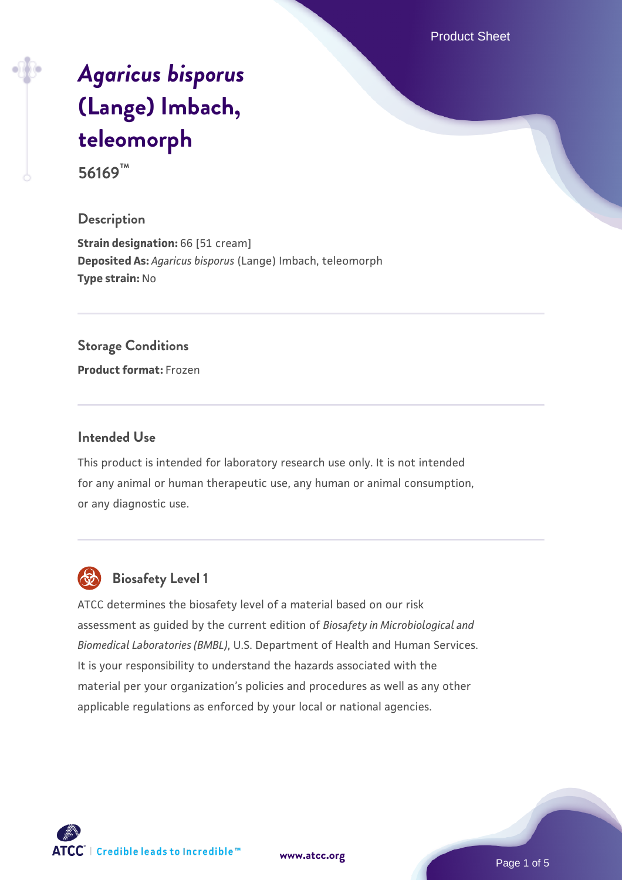# *Agaricus bisporus* (Lange) Imbach, teleomorph

**56169™**

## Description

**Strain designation:** 66 [51 cream]
**Deposited As:** *Agaricus bisporus* (Lange) Imbach, teleomorph
**Type strain:** No

## Storage Conditions

**Product format:** Frozen

## Intended Use

This product is intended for laboratory research use only. It is not intended for any animal or human therapeutic use, any human or animal consumption, or any diagnostic use.

## Biosafety Level 1

ATCC determines the biosafety level of a material based on our risk assessment as guided by the current edition of *Biosafety in Microbiological and Biomedical Laboratories (BMBL)*, U.S. Department of Health and Human Services. It is your responsibility to understand the hazards associated with the material per your organization's policies and procedures as well as any other applicable regulations as enforced by your local or national agencies.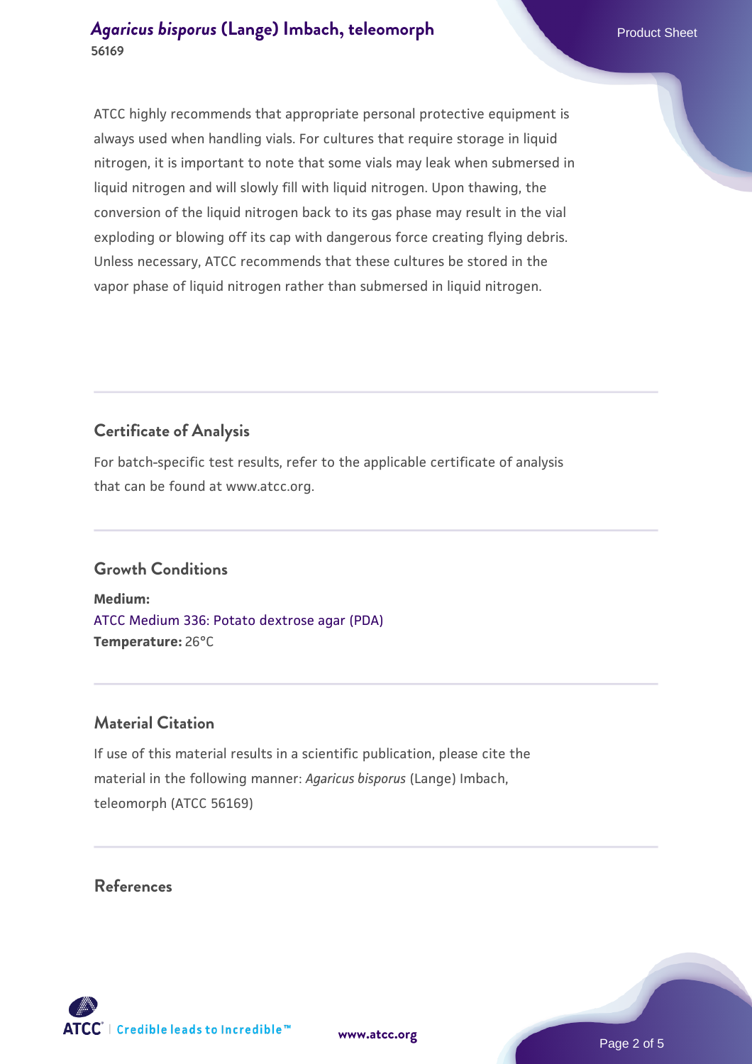ATCC highly recommends that appropriate personal protective equipment is always used when handling vials. For cultures that require storage in liquid nitrogen, it is important to note that some vials may leak when submersed in liquid nitrogen and will slowly fill with liquid nitrogen. Upon thawing, the conversion of the liquid nitrogen back to its gas phase may result in the vial exploding or blowing off its cap with dangerous force creating flying debris. Unless necessary, ATCC recommends that these cultures be stored in the vapor phase of liquid nitrogen rather than submersed in liquid nitrogen.

## Certificate of Analysis

For batch-specific test results, refer to the applicable certificate of analysis that can be found at www.atcc.org.

## Growth Conditions

**Medium:**
ATCC Medium 336: Potato dextrose agar (PDA)
**Temperature:** 26°C

## Material Citation

If use of this material results in a scientific publication, please cite the material in the following manner: *Agaricus bisporus* (Lange) Imbach, teleomorph (ATCC 56169)

## References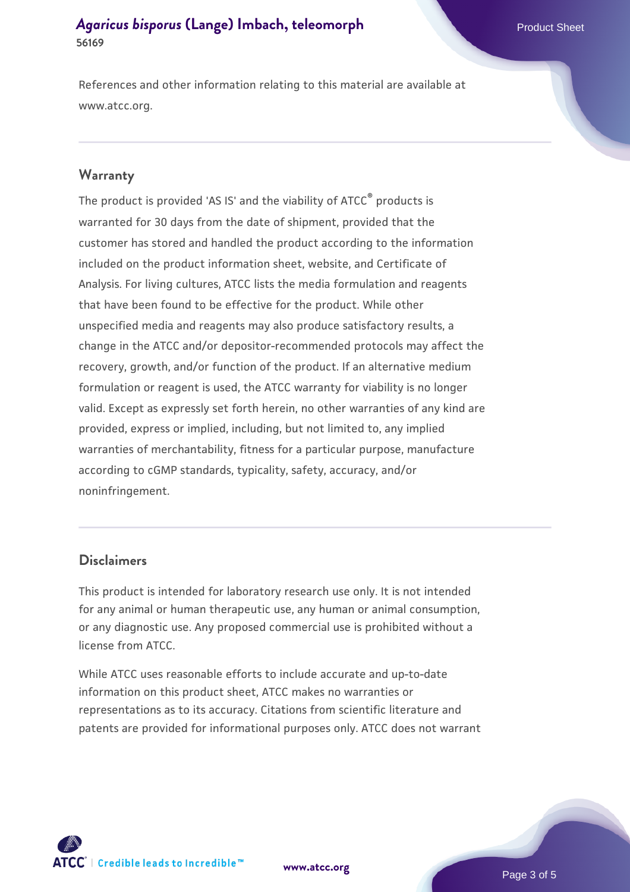References and other information relating to this material are available at www.atcc.org.

## Warranty

The product is provided 'AS IS' and the viability of ATCC® products is warranted for 30 days from the date of shipment, provided that the customer has stored and handled the product according to the information included on the product information sheet, website, and Certificate of Analysis. For living cultures, ATCC lists the media formulation and reagents that have been found to be effective for the product. While other unspecified media and reagents may also produce satisfactory results, a change in the ATCC and/or depositor-recommended protocols may affect the recovery, growth, and/or function of the product. If an alternative medium formulation or reagent is used, the ATCC warranty for viability is no longer valid. Except as expressly set forth herein, no other warranties of any kind are provided, express or implied, including, but not limited to, any implied warranties of merchantability, fitness for a particular purpose, manufacture according to cGMP standards, typicality, safety, accuracy, and/or noninfringement.

## Disclaimers

This product is intended for laboratory research use only. It is not intended for any animal or human therapeutic use, any human or animal consumption, or any diagnostic use. Any proposed commercial use is prohibited without a license from ATCC.

While ATCC uses reasonable efforts to include accurate and up-to-date information on this product sheet, ATCC makes no warranties or representations as to its accuracy. Citations from scientific literature and patents are provided for informational purposes only. ATCC does not warrant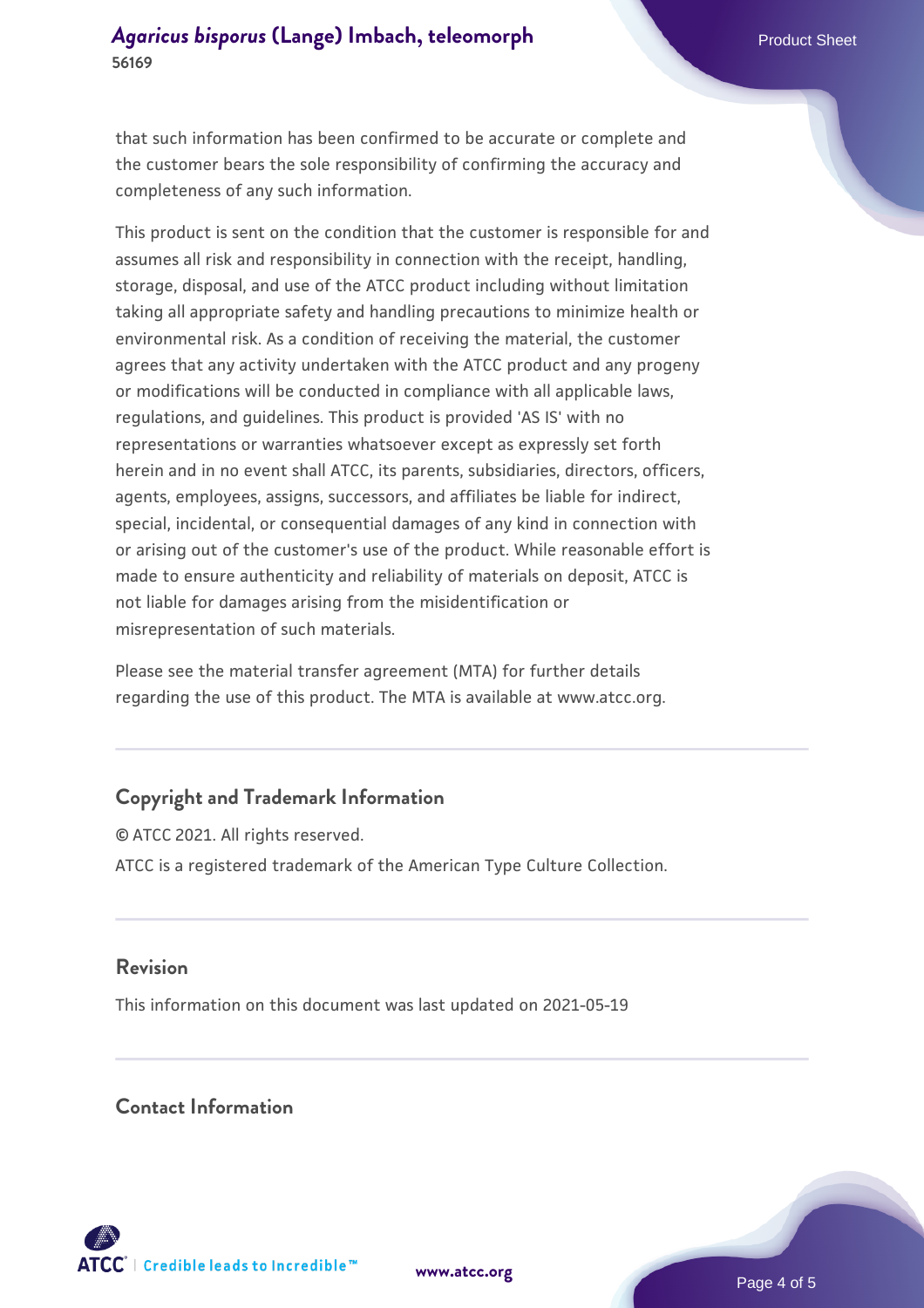that such information has been confirmed to be accurate or complete and the customer bears the sole responsibility of confirming the accuracy and completeness of any such information.

This product is sent on the condition that the customer is responsible for and assumes all risk and responsibility in connection with the receipt, handling, storage, disposal, and use of the ATCC product including without limitation taking all appropriate safety and handling precautions to minimize health or environmental risk. As a condition of receiving the material, the customer agrees that any activity undertaken with the ATCC product and any progeny or modifications will be conducted in compliance with all applicable laws, regulations, and guidelines. This product is provided 'AS IS' with no representations or warranties whatsoever except as expressly set forth herein and in no event shall ATCC, its parents, subsidiaries, directors, officers, agents, employees, assigns, successors, and affiliates be liable for indirect, special, incidental, or consequential damages of any kind in connection with or arising out of the customer's use of the product. While reasonable effort is made to ensure authenticity and reliability of materials on deposit, ATCC is not liable for damages arising from the misidentification or misrepresentation of such materials.

Please see the material transfer agreement (MTA) for further details regarding the use of this product. The MTA is available at www.atcc.org.

## Copyright and Trademark Information

© ATCC 2021. All rights reserved.

ATCC is a registered trademark of the American Type Culture Collection.

## Revision

This information on this document was last updated on 2021-05-19

## Contact Information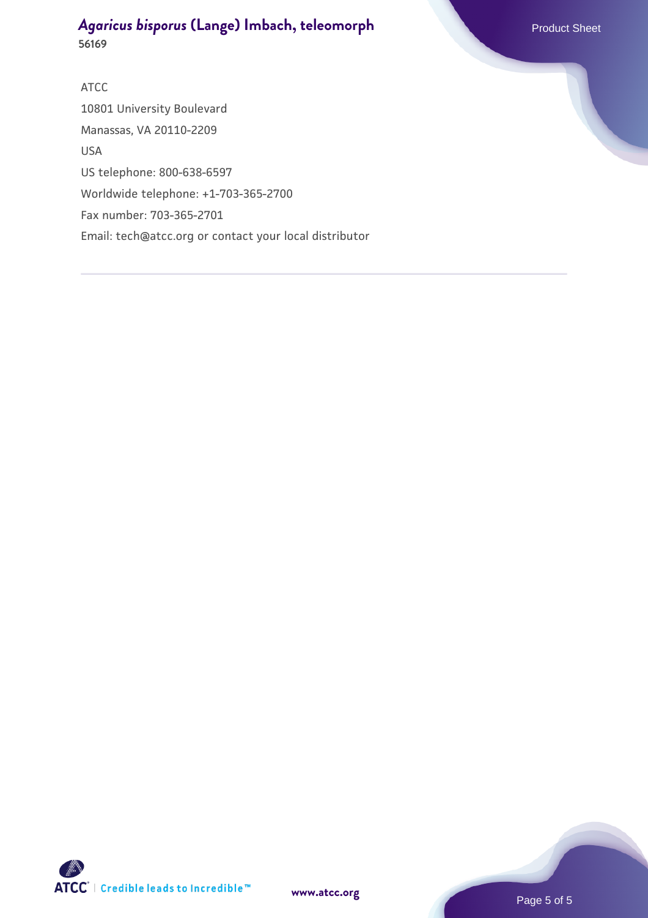ATCC

10801 University Boulevard

Manassas, VA 20110-2209

USA

US telephone: 800-638-6597

Worldwide telephone: +1-703-365-2700

Fax number: 703-365-2701

Email: tech@atcc.org or contact your local distributor